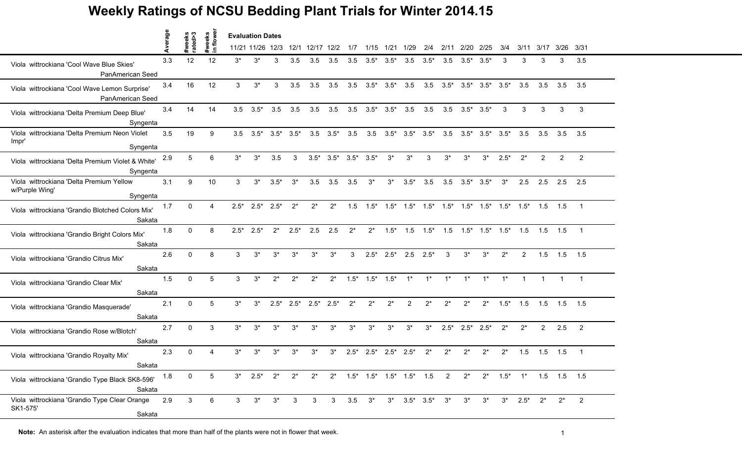# Weekly Ratings of NCSU Bedding Plant Trials for Winter 2014.15

| | Average | #weeks rated>3 | #weeks in flower | 11/21 | 11/26 | 12/3 | 12/1 | 12/17 | 12/2 | 1/7 | 1/15 | 1/21 | 1/29 | 2/4 | 2/11 | 2/20 | 2/25 | 3/4 | 3/11 | 3/17 | 3/26 | 3/31 |
|---|---|---|---|---|---|---|---|---|---|---|---|---|---|---|---|---|---|---|---|---|---|---|
| Viola wittrockiana 'Cool Wave Blue Skies' PanAmerican Seed | 3.3 | 12 | 12 | 3* | 3* | 3 | 3.5 | 3.5 | 3.5 | 3.5 | 3.5* | 3.5* | 3.5 | 3.5* | 3.5 | 3.5* | 3.5* | 3 | 3 | 3 | 3 | 3.5 |
| Viola wittrockiana 'Cool Wave Lemon Surprise' PanAmerican Seed | 3.4 | 16 | 12 | 3 | 3* | 3 | 3.5 | 3.5 | 3.5 | 3.5 | 3.5* | 3.5* | 3.5 | 3.5 | 3.5* | 3.5* | 3.5* | 3.5* | 3.5 | 3.5 | 3.5 | 3.5 |
| Viola wittrockiana 'Delta Premium Deep Blue' Syngenta | 3.4 | 14 | 14 | 3.5 | 3.5* | 3.5 | 3.5 | 3.5 | 3.5 | 3.5 | 3.5* | 3.5* | 3.5 | 3.5 | 3.5 | 3.5* | 3.5* | 3 | 3 | 3 | 3 | 3 |
| Viola wittrockiana 'Delta Premium Neon Violet Impr' Syngenta | 3.5 | 19 | 9 | 3.5 | 3.5* | 3.5* | 3.5* | 3.5 | 3.5* | 3.5 | 3.5 | 3.5* | 3.5* | 3.5* | 3.5 | 3.5* | 3.5* | 3.5* | 3.5 | 3.5 | 3.5 | 3.5 |
| Viola wittrockiana 'Delta Premium Violet & White' Syngenta | 2.9 | 5 | 6 | 3* | 3* | 3.5 | 3 | 3.5* | 3.5* | 3.5* | 3.5* | 3* | 3* | 3 | 3* | 3* | 3* | 2.5* | 2* | 2 | 2 | 2 |
| Viola wittrockiana 'Delta Premium Yellow w/Purple Wing' Syngenta | 3.1 | 9 | 10 | 3 | 3* | 3.5* | 3* | 3.5 | 3.5 | 3.5 | 3* | 3* | 3.5* | 3.5 | 3.5 | 3.5* | 3.5* | 3* | 2.5 | 2.5 | 2.5 | 2.5 |
| Viola wittrockiana 'Grandio Blotched Colors Mix' Sakata | 1.7 | 0 | 4 | 2.5* | 2.5* | 2.5* | 2* | 2* | 2* | 1.5 | 1.5* | 1.5* | 1.5* | 1.5* | 1.5* | 1.5* | 1.5* | 1.5* | 1.5* | 1.5 | 1.5 | 1 |
| Viola wittrockiana 'Grandio Bright Colors Mix' Sakata | 1.8 | 0 | 8 | 2.5* | 2.5* | 2* | 2.5* | 2.5 | 2.5 | 2* | 2* | 1.5* | 1.5 | 1.5* | 1.5 | 1.5* | 1.5* | 1.5* | 1.5 | 1.5 | 1.5 | 1 |
| Viola wittrockiana 'Grandio Citrus Mix' Sakata | 2.6 | 0 | 8 | 3 | 3* | 3* | 3* | 3* | 3* | 3 | 2.5* | 2.5* | 2.5 | 2.5* | 3 | 3* | 3* | 2* | 2 | 1.5 | 1.5 | 1.5 |
| Viola wittrockiana 'Grandio Clear Mix' Sakata | 1.5 | 0 | 5 | 3 | 3* | 2* | 2* | 2* | 2* | 1.5* | 1.5* | 1.5* | 1* | 1* | 1* | 1* | 1* | 1* | 1 | 1 | 1 | 1 |
| Viola wittrockiana 'Grandio Masquerade' Sakata | 2.1 | 0 | 5 | 3* | 3* | 2.5* | 2.5* | 2.5* | 2.5* | 2* | 2* | 2* | 2 | 2* | 2* | 2* | 2* | 1.5* | 1.5 | 1.5 | 1.5 | 1.5 |
| Viola wittrockiana 'Grandio Rose w/Blotch' Sakata | 2.7 | 0 | 3 | 3* | 3* | 3* | 3* | 3* | 3* | 3* | 3* | 3* | 3* | 3* | 2.5* | 2.5* | 2.5* | 2* | 2* | 2 | 2.5 | 2 |
| Viola wittrockiana 'Grandio Royalty Mix' Sakata | 2.3 | 0 | 4 | 3* | 3* | 3* | 3* | 3* | 3* | 2.5* | 2.5* | 2.5* | 2.5* | 2* | 2* | 2* | 2* | 2* | 1.5 | 1.5 | 1.5 | 1 |
| Viola wittrockiana 'Grandio Type Black SK8-596' Sakata | 1.8 | 0 | 5 | 3* | 2.5* | 2* | 2* | 2* | 2* | 1.5* | 1.5* | 1.5* | 1.5* | 1.5 | 2 | 2* | 2* | 1.5* | 1* | 1.5 | 1.5 | 1.5 |
| Viola wittrockiana 'Grandio Type Clear Orange SK1-575' Sakata | 2.9 | 3 | 6 | 3 | 3* | 3* | 3 | 3 | 3 | 3.5 | 3* | 3* | 3.5* | 3.5* | 3* | 3* | 3* | 3* | 2.5* | 2* | 2* | 2 |

**Note:** An asterisk after the evaluation indicates that more than half of the plants were not in flower that week.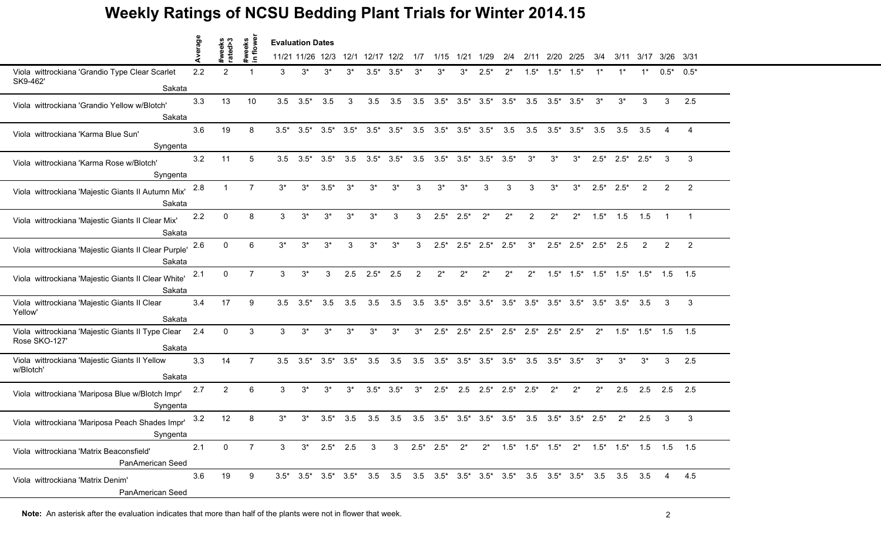# Weekly Ratings of NCSU Bedding Plant Trials for Winter 2014.15

| | Average | #weeks rated>3 | #weeks in flower | 11/21 | 11/26 | 12/3 | 12/1 | 12/17 | 12/2 | 1/7 | 1/15 | 1/21 | 1/29 | 2/4 | 2/11 | 2/20 | 2/25 | 3/4 | 3/11 | 3/17 | 3/26 | 3/31 |
|---|---|---|---|---|---|---|---|---|---|---|---|---|---|---|---|---|---|---|---|---|---|---|
| | | | | Evaluation Dates | | | | | | | | | | | | | | | | | | |
| Viola wittrockiana 'Grandio Type Clear Scarlet SK9-462' Sakata | 2.2 | 2 | 1 | 3 | 3* | 3* | 3* | 3.5* | 3.5* | 3* | 3* | 3* | 2.5* | 2* | 1.5* | 1.5* | 1.5* | 1* | 1* | 1* | 0.5* | 0.5* |
| Viola wittrockiana 'Grandio Yellow w/Blotch' Sakata | 3.3 | 13 | 10 | 3.5 | 3.5* | 3.5 | 3 | 3.5 | 3.5 | 3.5 | 3.5* | 3.5* | 3.5* | 3.5* | 3.5 | 3.5* | 3.5* | 3* | 3* | 3 | 3 | 2.5 |
| Viola wittrockiana 'Karma Blue Sun' Syngenta | 3.6 | 19 | 8 | 3.5* | 3.5* | 3.5* | 3.5* | 3.5* | 3.5* | 3.5 | 3.5* | 3.5* | 3.5* | 3.5 | 3.5 | 3.5* | 3.5* | 3.5 | 3.5 | 3.5 | 4 | 4 |
| Viola wittrockiana 'Karma Rose w/Blotch' Syngenta | 3.2 | 11 | 5 | 3.5 | 3.5* | 3.5* | 3.5 | 3.5* | 3.5* | 3.5 | 3.5* | 3.5* | 3.5* | 3.5* | 3* | 3* | 3* | 2.5* | 2.5* | 2.5* | 3 | 3 |
| Viola wittrockiana 'Majestic Giants II Autumn Mix' Sakata | 2.8 | 1 | 7 | 3* | 3* | 3.5* | 3* | 3* | 3* | 3 | 3* | 3* | 3 | 3 | 3 | 3* | 3* | 2.5* | 2.5* | 2 | 2 | 2 |
| Viola wittrockiana 'Majestic Giants II Clear Mix' Sakata | 2.2 | 0 | 8 | 3 | 3* | 3* | 3* | 3* | 3 | 3 | 2.5* | 2.5* | 2* | 2* | 2 | 2* | 2* | 1.5* | 1.5 | 1.5 | 1 | 1 |
| Viola wittrockiana 'Majestic Giants II Clear Purple' Sakata | 2.6 | 0 | 6 | 3* | 3* | 3* | 3 | 3* | 3* | 3 | 2.5* | 2.5* | 2.5* | 2.5* | 3* | 2.5* | 2.5* | 2.5* | 2.5 | 2 | 2 | 2 |
| Viola wittrockiana 'Majestic Giants II Clear White' Sakata | 2.1 | 0 | 7 | 3 | 3* | 3 | 2.5 | 2.5* | 2.5 | 2 | 2* | 2* | 2* | 2* | 2* | 1.5* | 1.5* | 1.5* | 1.5* | 1.5* | 1.5 | 1.5 |
| Viola wittrockiana 'Majestic Giants II Clear Yellow' Sakata | 3.4 | 17 | 9 | 3.5 | 3.5* | 3.5 | 3.5 | 3.5 | 3.5 | 3.5 | 3.5* | 3.5* | 3.5* | 3.5* | 3.5* | 3.5* | 3.5* | 3.5* | 3.5* | 3.5 | 3 | 3 |
| Viola wittrockiana 'Majestic Giants II Type Clear Rose SKO-127' Sakata | 2.4 | 0 | 3 | 3 | 3* | 3* | 3* | 3* | 3* | 3* | 2.5* | 2.5* | 2.5* | 2.5* | 2.5* | 2.5* | 2.5* | 2* | 1.5* | 1.5* | 1.5 | 1.5 |
| Viola wittrockiana 'Majestic Giants II Yellow w/Blotch' Sakata | 3.3 | 14 | 7 | 3.5 | 3.5* | 3.5* | 3.5* | 3.5 | 3.5 | 3.5 | 3.5* | 3.5* | 3.5* | 3.5* | 3.5 | 3.5* | 3.5* | 3* | 3* | 3* | 3 | 2.5 |
| Viola wittrockiana 'Mariposa Blue w/Blotch Impr' Syngenta | 2.7 | 2 | 6 | 3 | 3* | 3* | 3* | 3.5* | 3.5* | 3* | 2.5* | 2.5 | 2.5* | 2.5* | 2.5* | 2* | 2* | 2* | 2.5 | 2.5 | 2.5 | 2.5 |
| Viola wittrockiana 'Mariposa Peach Shades Impr' Syngenta | 3.2 | 12 | 8 | 3* | 3* | 3.5* | 3.5 | 3.5 | 3.5 | 3.5 | 3.5* | 3.5* | 3.5* | 3.5* | 3.5 | 3.5* | 3.5* | 2.5* | 2* | 2.5 | 3 | 3 |
| Viola wittrockiana 'Matrix Beaconsfield' PanAmerican Seed | 2.1 | 0 | 7 | 3 | 3* | 2.5* | 2.5 | 3 | 3 | 2.5* | 2.5* | 2* | 2* | 1.5* | 1.5* | 1.5* | 2* | 1.5* | 1.5* | 1.5 | 1.5 | 1.5 |
| Viola wittrockiana 'Matrix Denim' PanAmerican Seed | 3.6 | 19 | 9 | 3.5* | 3.5* | 3.5* | 3.5* | 3.5 | 3.5 | 3.5 | 3.5* | 3.5* | 3.5* | 3.5* | 3.5 | 3.5* | 3.5* | 3.5 | 3.5 | 3.5 | 4 | 4.5 |

**Note:** An asterisk after the evaluation indicates that more than half of the plants were not in flower that week.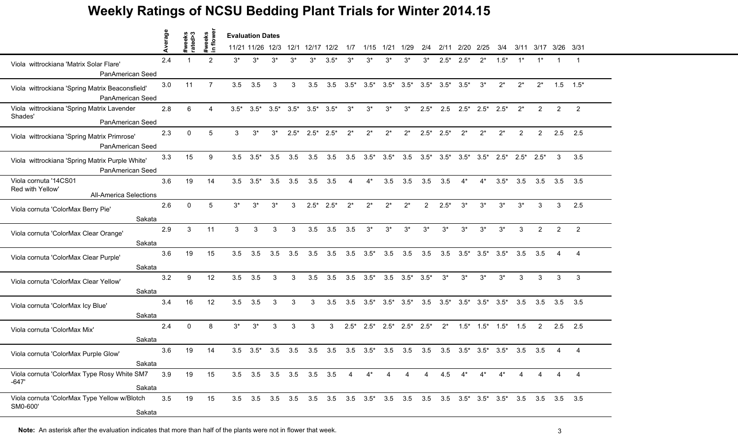# Weekly Ratings of NCSU Bedding Plant Trials for Winter 2014.15

| | Average | #weeks rated>3 | #weeks in flower | 11/21 | 11/26 | 12/3 | 12/1 | 12/17 | 12/2 | 1/7 | 1/15 | 1/21 | 1/29 | 2/4 | 2/11 | 2/20 | 2/25 | 3/4 | 3/11 | 3/17 | 3/26 | 3/31 |
|---|---|---|---|---|---|---|---|---|---|---|---|---|---|---|---|---|---|---|---|---|---|---|
| | | | | Evaluation Dates | | | | | | | | | | | | | | | | | | |
| Viola wittrockiana 'Matrix Solar Flare' PanAmerican Seed | 2.4 | 1 | 2 | 3* | 3* | 3* | 3* | 3* | 3.5* | 3* | 3* | 3* | 3* | 3* | 2.5* | 2.5* | 2* | 1.5* | 1* | 1* | 1 | 1 |
| Viola wittrockiana 'Spring Matrix Beaconsfield' PanAmerican Seed | 3.0 | 11 | 7 | 3.5 | 3.5 | 3 | 3 | 3.5 | 3.5 | 3.5* | 3.5* | 3.5* | 3.5* | 3.5* | 3.5* | 3.5* | 3* | 2* | 2* | 2* | 1.5 | 1.5* |
| Viola wittrockiana 'Spring Matrix Lavender Shades' PanAmerican Seed | 2.8 | 6 | 4 | 3.5* | 3.5* | 3.5* | 3.5* | 3.5* | 3.5* | 3* | 3* | 3* | 3* | 2.5* | 2.5 | 2.5* | 2.5* | 2.5* | 2* | 2 | 2 | 2 |
| Viola wittrockiana 'Spring Matrix Primrose' PanAmerican Seed | 2.3 | 0 | 5 | 3 | 3* | 3* | 2.5* | 2.5* | 2.5* | 2* | 2* | 2* | 2* | 2.5* | 2.5* | 2* | 2* | 2* | 2 | 2 | 2.5 | 2.5 |
| Viola wittrockiana 'Spring Matrix Purple White' PanAmerican Seed | 3.3 | 15 | 9 | 3.5 | 3.5* | 3.5 | 3.5 | 3.5 | 3.5 | 3.5 | 3.5* | 3.5* | 3.5 | 3.5* | 3.5* | 3.5* | 3.5* | 2.5* | 2.5* | 2.5* | 3 | 3.5 |
| Viola cornuta '14CS01 Red with Yellow' All-America Selections | 3.6 | 19 | 14 | 3.5 | 3.5* | 3.5 | 3.5 | 3.5 | 3.5 | 4 | 4* | 3.5 | 3.5 | 3.5 | 3.5 | 4* | 4* | 3.5* | 3.5 | 3.5 | 3.5 | 3.5 |
| Viola cornuta 'ColorMax Berry Pie' Sakata | 2.6 | 0 | 5 | 3* | 3* | 3* | 3 | 2.5* | 2.5* | 2* | 2* | 2* | 2* | 2 | 2.5* | 3* | 3* | 3* | 3* | 3 | 3 | 2.5 |
| Viola cornuta 'ColorMax Clear Orange' Sakata | 2.9 | 3 | 11 | 3 | 3 | 3 | 3 | 3.5 | 3.5 | 3.5 | 3* | 3* | 3* | 3* | 3* | 3* | 3* | 3* | 3 | 2 | 2 | 2 |
| Viola cornuta 'ColorMax Clear Purple' Sakata | 3.6 | 19 | 15 | 3.5 | 3.5 | 3.5 | 3.5 | 3.5 | 3.5 | 3.5 | 3.5* | 3.5 | 3.5 | 3.5 | 3.5 | 3.5* | 3.5* | 3.5* | 3.5 | 3.5 | 4 | 4 |
| Viola cornuta 'ColorMax Clear Yellow' Sakata | 3.2 | 9 | 12 | 3.5 | 3.5 | 3 | 3 | 3.5 | 3.5 | 3.5 | 3.5* | 3.5 | 3.5* | 3.5* | 3* | 3* | 3* | 3* | 3 | 3 | 3 | 3 |
| Viola cornuta 'ColorMax Icy Blue' Sakata | 3.4 | 16 | 12 | 3.5 | 3.5 | 3 | 3 | 3 | 3.5 | 3.5 | 3.5* | 3.5* | 3.5* | 3.5 | 3.5* | 3.5* | 3.5* | 3.5* | 3.5 | 3.5 | 3.5 | 3.5 |
| Viola cornuta 'ColorMax Mix' Sakata | 2.4 | 0 | 8 | 3* | 3* | 3 | 3 | 3 | 3 | 2.5* | 2.5* | 2.5* | 2.5* | 2.5* | 2* | 1.5* | 1.5* | 1.5* | 1.5 | 2 | 2.5 | 2.5 |
| Viola cornuta 'ColorMax Purple Glow' Sakata | 3.6 | 19 | 14 | 3.5 | 3.5* | 3.5 | 3.5 | 3.5 | 3.5 | 3.5 | 3.5* | 3.5 | 3.5 | 3.5 | 3.5 | 3.5* | 3.5* | 3.5* | 3.5 | 3.5 | 4 | 4 |
| Viola cornuta 'ColorMax Type Rosy White SM7-647' Sakata | 3.9 | 19 | 15 | 3.5 | 3.5 | 3.5 | 3.5 | 3.5 | 3.5 | 4 | 4* | 4 | 4 | 4 | 4.5 | 4* | 4* | 4* | 4 | 4 | 4 | 4 |
| Viola cornuta 'ColorMax Type Yellow w/Blotch SM0-600' Sakata | 3.5 | 19 | 15 | 3.5 | 3.5 | 3.5 | 3.5 | 3.5 | 3.5 | 3.5 | 3.5* | 3.5 | 3.5 | 3.5 | 3.5 | 3.5* | 3.5* | 3.5* | 3.5 | 3.5 | 3.5 | 3.5 |

**Note:** An asterisk after the evaluation indicates that more than half of the plants were not in flower that week.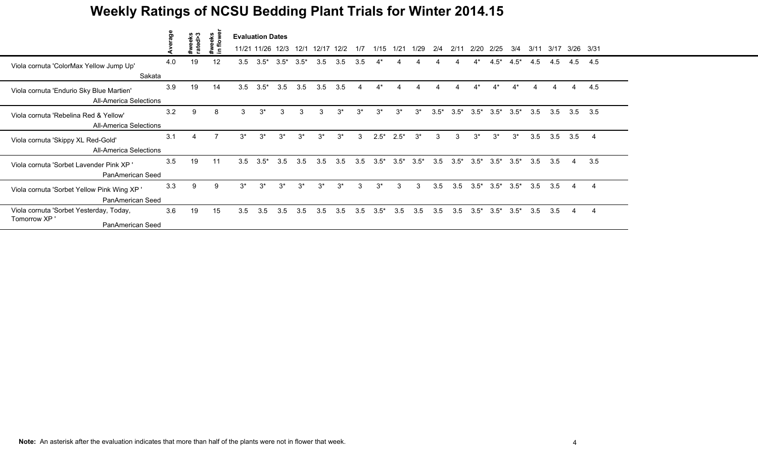# Weekly Ratings of NCSU Bedding Plant Trials for Winter 2014.15

| | Average | #weeks rated>3 | #weeks in flower | Evaluation Dates 11/21 | 11/26 | 12/3 | 12/1 | 12/17 | 12/2 | 1/7 | 1/15 | 1/21 | 1/29 | 2/4 | 2/11 | 2/20 | 2/25 | 3/4 | 3/11 | 3/17 | 3/26 | 3/31 |
|---|---|---|---|---|---|---|---|---|---|---|---|---|---|---|---|---|---|---|---|---|---|---|
| Viola cornuta 'ColorMax Yellow Jump Up' Sakata | 4.0 | 19 | 12 | 3.5 | 3.5* | 3.5* | 3.5* | 3.5 | 3.5 | 3.5 | 4* | 4 | 4 | 4 | 4 | 4* | 4.5* | 4.5* | 4.5 | 4.5 | 4.5 | 4.5 |
| Viola cornuta 'Endurio Sky Blue Martien' All-America Selections | 3.9 | 19 | 14 | 3.5 | 3.5* | 3.5 | 3.5 | 3.5 | 3.5 | 4 | 4* | 4 | 4 | 4 | 4 | 4* | 4* | 4* | 4 | 4 | 4 | 4.5 |
| Viola cornuta 'Rebelina Red & Yellow' All-America Selections | 3.2 | 9 | 8 | 3 | 3* | 3 | 3 | 3 | 3* | 3* | 3* | 3* | 3* | 3.5* | 3.5* | 3.5* | 3.5* | 3.5* | 3.5 | 3.5 | 3.5 | 3.5 |
| Viola cornuta 'Skippy XL Red-Gold' All-America Selections | 3.1 | 4 | 7 | 3* | 3* | 3* | 3* | 3* | 3* | 3 | 2.5* | 2.5* | 3* | 3 | 3 | 3* | 3* | 3* | 3.5 | 3.5 | 3.5 | 4 |
| Viola cornuta 'Sorbet Lavender Pink XP ' PanAmerican Seed | 3.5 | 19 | 11 | 3.5 | 3.5* | 3.5 | 3.5 | 3.5 | 3.5 | 3.5 | 3.5* | 3.5* | 3.5* | 3.5 | 3.5* | 3.5* | 3.5* | 3.5* | 3.5 | 3.5 | 4 | 3.5 |
| Viola cornuta 'Sorbet Yellow Pink Wing XP ' PanAmerican Seed | 3.3 | 9 | 9 | 3* | 3* | 3* | 3* | 3* | 3* | 3 | 3* | 3 | 3 | 3.5 | 3.5 | 3.5* | 3.5* | 3.5* | 3.5 | 3.5 | 4 | 4 |
| Viola cornuta 'Sorbet Yesterday, Today, Tomorrow XP ' PanAmerican Seed | 3.6 | 19 | 15 | 3.5 | 3.5 | 3.5 | 3.5 | 3.5 | 3.5 | 3.5 | 3.5* | 3.5 | 3.5 | 3.5 | 3.5 | 3.5* | 3.5* | 3.5* | 3.5 | 3.5 | 4 | 4 |

**Note:** An asterisk after the evaluation indicates that more than half of the plants were not in flower that week.